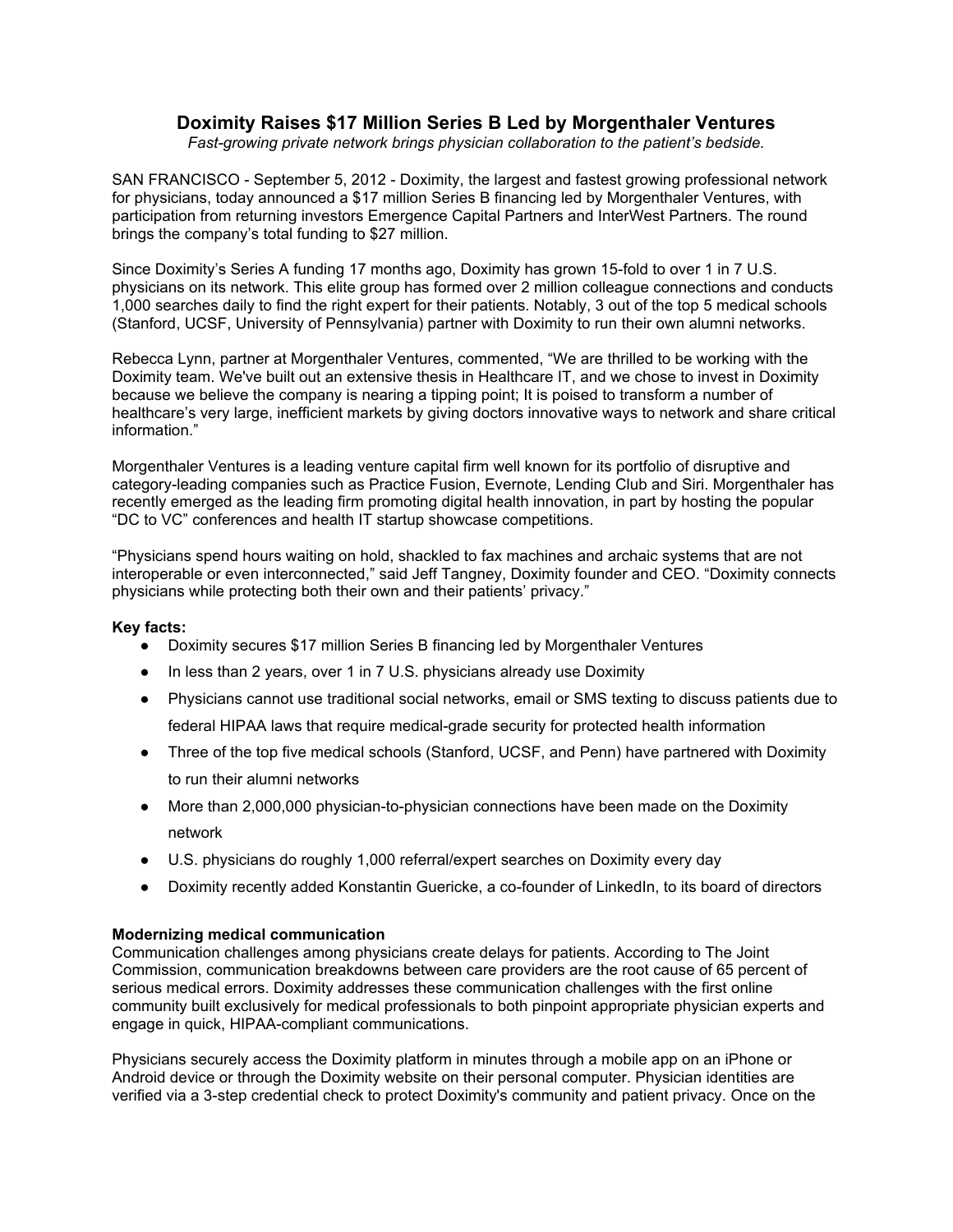# Doximity Raises $17 Million Series B Led by Morgenthaler Ventures

*Fast-growing private network brings physician collaboration to the patient's bedside.*

SAN FRANCISCO - September 5, 2012 - Doximity, the largest and fastest growing professional network for physicians, today announced a $17 million Series B financing led by Morgenthaler Ventures, with participation from returning investors Emergence Capital Partners and InterWest Partners. The round brings the company's total funding to $27 million.

Since Doximity's Series A funding 17 months ago, Doximity has grown 15-fold to over 1 in 7 U.S. physicians on its network. This elite group has formed over 2 million colleague connections and conducts 1,000 searches daily to find the right expert for their patients. Notably, 3 out of the top 5 medical schools (Stanford, UCSF, University of Pennsylvania) partner with Doximity to run their own alumni networks.

Rebecca Lynn, partner at Morgenthaler Ventures, commented, "We are thrilled to be working with the Doximity team. We've built out an extensive thesis in Healthcare IT, and we chose to invest in Doximity because we believe the company is nearing a tipping point; It is poised to transform a number of healthcare's very large, inefficient markets by giving doctors innovative ways to network and share critical information."

Morgenthaler Ventures is a leading venture capital firm well known for its portfolio of disruptive and category-leading companies such as Practice Fusion, Evernote, Lending Club and Siri. Morgenthaler has recently emerged as the leading firm promoting digital health innovation, in part by hosting the popular "DC to VC" conferences and health IT startup showcase competitions.

"Physicians spend hours waiting on hold, shackled to fax machines and archaic systems that are not interoperable or even interconnected," said Jeff Tangney, Doximity founder and CEO. "Doximity connects physicians while protecting both their own and their patients' privacy."

**Key facts:**

- Doximity secures $17 million Series B financing led by Morgenthaler Ventures
- In less than 2 years, over 1 in 7 U.S. physicians already use Doximity
- Physicians cannot use traditional social networks, email or SMS texting to discuss patients due to federal HIPAA laws that require medical-grade security for protected health information
- Three of the top five medical schools (Stanford, UCSF, and Penn) have partnered with Doximity to run their alumni networks
- More than 2,000,000 physician-to-physician connections have been made on the Doximity network
- U.S. physicians do roughly 1,000 referral/expert searches on Doximity every day
- Doximity recently added Konstantin Guericke, a co-founder of LinkedIn, to its board of directors

**Modernizing medical communication**

Communication challenges among physicians create delays for patients. According to The Joint Commission, communication breakdowns between care providers are the root cause of 65 percent of serious medical errors. Doximity addresses these communication challenges with the first online community built exclusively for medical professionals to both pinpoint appropriate physician experts and engage in quick, HIPAA-compliant communications.

Physicians securely access the Doximity platform in minutes through a mobile app on an iPhone or Android device or through the Doximity website on their personal computer. Physician identities are verified via a 3-step credential check to protect Doximity's community and patient privacy. Once on the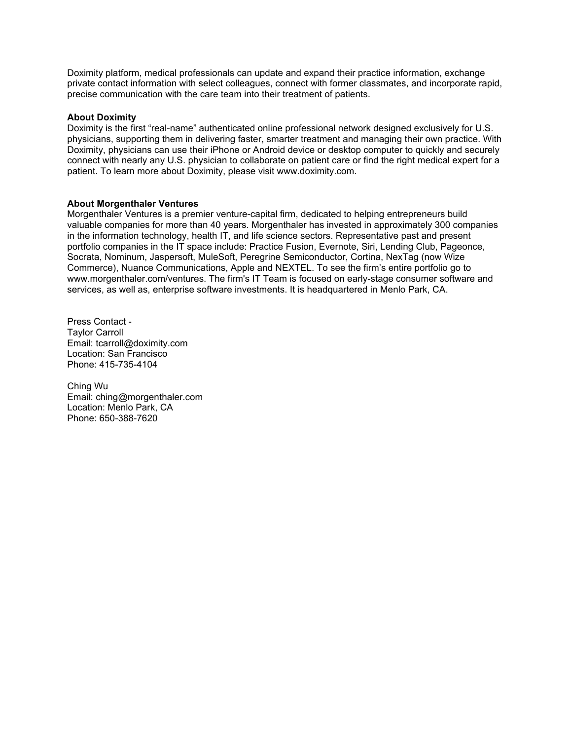Doximity platform, medical professionals can update and expand their practice information, exchange private contact information with select colleagues, connect with former classmates, and incorporate rapid, precise communication with the care team into their treatment of patients.

**About Doximity**
Doximity is the first "real-name" authenticated online professional network designed exclusively for U.S. physicians, supporting them in delivering faster, smarter treatment and managing their own practice. With Doximity, physicians can use their iPhone or Android device or desktop computer to quickly and securely connect with nearly any U.S. physician to collaborate on patient care or find the right medical expert for a patient. To learn more about Doximity, please visit www.doximity.com.

**About Morgenthaler Ventures**
Morgenthaler Ventures is a premier venture-capital firm, dedicated to helping entrepreneurs build valuable companies for more than 40 years. Morgenthaler has invested in approximately 300 companies in the information technology, health IT, and life science sectors. Representative past and present portfolio companies in the IT space include: Practice Fusion, Evernote, Siri, Lending Club, Pageonce, Socrata, Nominum, Jaspersoft, MuleSoft, Peregrine Semiconductor, Cortina, NexTag (now Wize Commerce), Nuance Communications, Apple and NEXTEL. To see the firm's entire portfolio go to www.morgenthaler.com/ventures. The firm's IT Team is focused on early-stage consumer software and services, as well as, enterprise software investments. It is headquartered in Menlo Park, CA.

Press Contact -
Taylor Carroll
Email: tcarroll@doximity.com
Location: San Francisco
Phone: 415-735-4104

Ching Wu
Email: ching@morgenthaler.com
Location: Menlo Park, CA
Phone: 650-388-7620